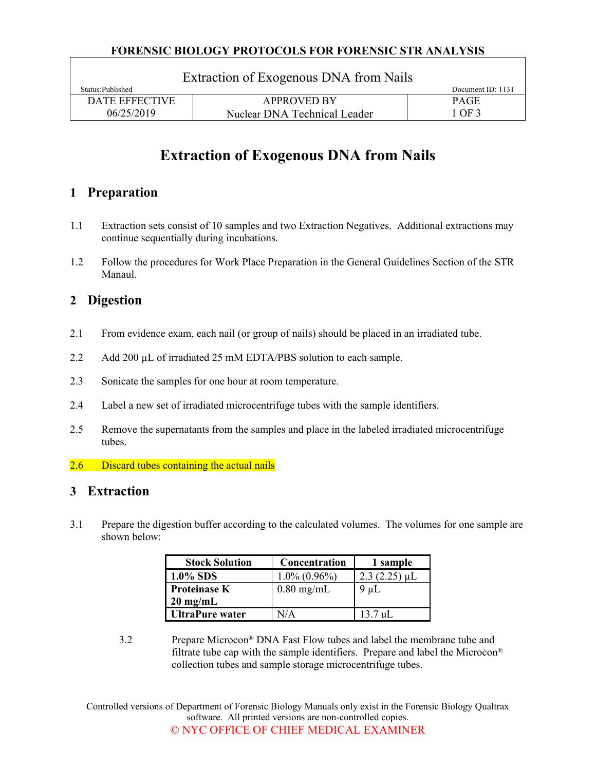# Extraction of Exogenous DNA from Nails

## 1 Preparation

1.1 Extraction sets consist of 10 samples and two Extraction Negatives. Additional extractions may continue sequentially during incubations.

1.2 Follow the procedures for Work Place Preparation in the General Guidelines Section of the STR Manaul.

## 2 Digestion

2.1 From evidence exam, each nail (or group of nails) should be placed in an irradiated tube.

2.2 Add 200 µL of irradiated 25 mM EDTA/PBS solution to each sample.

2.3 Sonicate the samples for one hour at room temperature.

2.4 Label a new set of irradiated microcentrifuge tubes with the sample identifiers.

2.5 Remove the supernatants from the samples and place in the labeled irradiated microcentrifuge tubes.

2.6 Discard tubes containing the actual nails

## 3 Extraction

3.1 Prepare the digestion buffer according to the calculated volumes. The volumes for one sample are shown below:

| Stock Solution | Concentration | 1 sample |
|---|---|---|
| **1.0% SDS** | 1.0% (0.96%) | 2.3 (2.25) µL |
| **Proteinase K 20 mg/mL** | 0.80 mg/mL | 9 µL |
| **UltraPure water** | N/A | 13.7 uL |

3.2 Prepare Microcon® DNA Fast Flow tubes and label the membrane tube and filtrate tube cap with the sample identifiers. Prepare and label the Microcon® collection tubes and sample storage microcentrifuge tubes.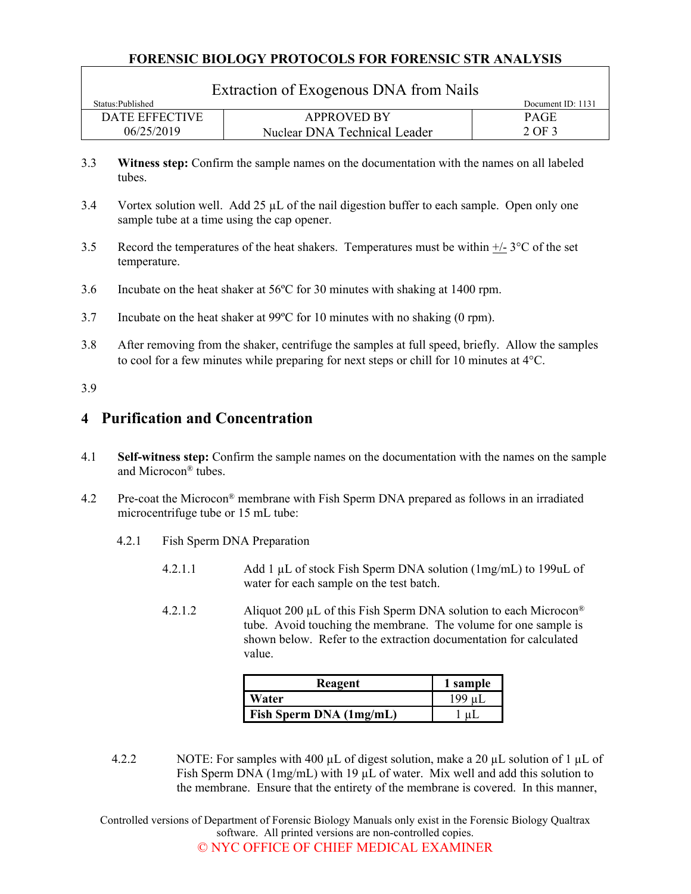3.3 **Witness step:** Confirm the sample names on the documentation with the names on all labeled tubes.

3.4 Vortex solution well. Add 25 µL of the nail digestion buffer to each sample. Open only one sample tube at a time using the cap opener.

3.5 Record the temperatures of the heat shakers. Temperatures must be within +/- 3°C of the set temperature.

3.6 Incubate on the heat shaker at 56ºC for 30 minutes with shaking at 1400 rpm.

3.7 Incubate on the heat shaker at 99ºC for 10 minutes with no shaking (0 rpm).

3.8 After removing from the shaker, centrifuge the samples at full speed, briefly. Allow the samples to cool for a few minutes while preparing for next steps or chill for 10 minutes at 4°C.

3.9

# 4 Purification and Concentration

4.1 **Self-witness step:** Confirm the sample names on the documentation with the names on the sample and Microcon® tubes.

4.2 Pre-coat the Microcon® membrane with Fish Sperm DNA prepared as follows in an irradiated microcentrifuge tube or 15 mL tube:

4.2.1 Fish Sperm DNA Preparation

4.2.1.1 Add 1 µL of stock Fish Sperm DNA solution (1mg/mL) to 199uL of water for each sample on the test batch.

4.2.1.2 Aliquot 200 µL of this Fish Sperm DNA solution to each Microcon® tube. Avoid touching the membrane. The volume for one sample is shown below. Refer to the extraction documentation for calculated value.

| Reagent | 1 sample |
|---|---|
| **Water** | 199 µL |
| **Fish Sperm DNA (1mg/mL)** | 1 µL |

4.2.2 NOTE: For samples with 400 µL of digest solution, make a 20 µL solution of 1 µL of Fish Sperm DNA (1mg/mL) with 19 µL of water. Mix well and add this solution to the membrane. Ensure that the entirety of the membrane is covered. In this manner,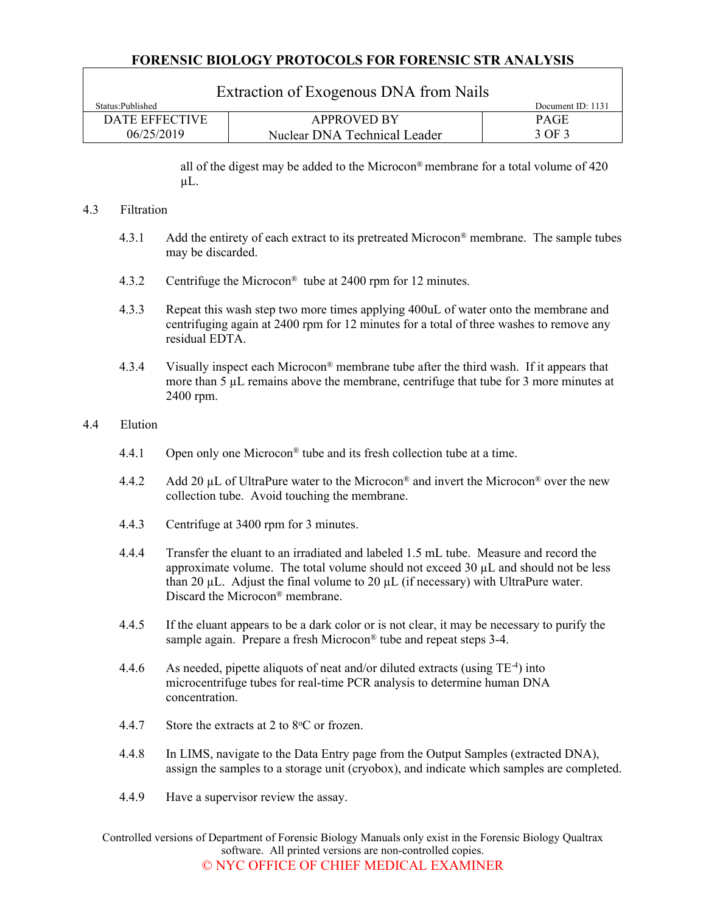all of the digest may be added to the Microcon® membrane for a total volume of 420 µL.

## 4.3 Filtration

4.3.1 Add the entirety of each extract to its pretreated Microcon® membrane. The sample tubes may be discarded.

4.3.2 Centrifuge the Microcon® tube at 2400 rpm for 12 minutes.

4.3.3 Repeat this wash step two more times applying 400uL of water onto the membrane and centrifuging again at 2400 rpm for 12 minutes for a total of three washes to remove any residual EDTA.

4.3.4 Visually inspect each Microcon® membrane tube after the third wash. If it appears that more than 5 µL remains above the membrane, centrifuge that tube for 3 more minutes at 2400 rpm.

## 4.4 Elution

4.4.1 Open only one Microcon® tube and its fresh collection tube at a time.

4.4.2 Add 20 µL of UltraPure water to the Microcon® and invert the Microcon® over the new collection tube. Avoid touching the membrane.

4.4.3 Centrifuge at 3400 rpm for 3 minutes.

4.4.4 Transfer the eluant to an irradiated and labeled 1.5 mL tube. Measure and record the approximate volume. The total volume should not exceed 30 µL and should not be less than 20 µL. Adjust the final volume to 20 µL (if necessary) with UltraPure water. Discard the Microcon® membrane.

4.4.5 If the eluant appears to be a dark color or is not clear, it may be necessary to purify the sample again. Prepare a fresh Microcon® tube and repeat steps 3-4.

4.4.6 As needed, pipette aliquots of neat and/or diluted extracts (using $TE^{-4}$) into microcentrifuge tubes for real-time PCR analysis to determine human DNA concentration.

4.4.7 Store the extracts at 2 to 8°C or frozen.

4.4.8 In LIMS, navigate to the Data Entry page from the Output Samples (extracted DNA), assign the samples to a storage unit (cryobox), and indicate which samples are completed.

4.4.9 Have a supervisor review the assay.

Controlled versions of Department of Forensic Biology Manuals only exist in the Forensic Biology Qualtrax software. All printed versions are non-controlled copies.

© NYC OFFICE OF CHIEF MEDICAL EXAMINER